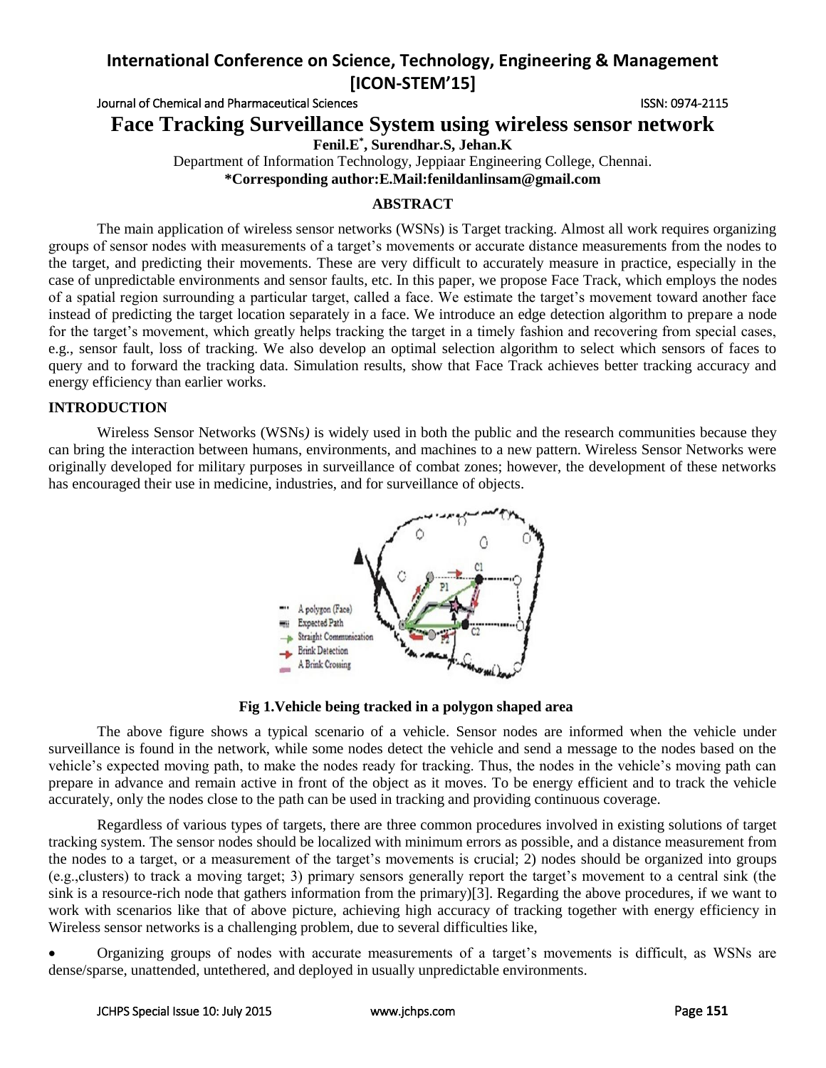# Face Tracking Surveillance System using wireless sensor network

**Fenil.E[*], Surendhar.S, Jehan.K**

Department of Information Technology, Jeppiaar Engineering College, Chennai.

**\*Corresponding author:E.Mail:fenildanlinsam@gmail.com**

## ABSTRACT

The main application of wireless sensor networks (WSNs) is Target tracking. Almost all work requires organizing groups of sensor nodes with measurements of a target's movements or accurate distance measurements from the nodes to the target, and predicting their movements. These are very difficult to accurately measure in practice, especially in the case of unpredictable environments and sensor faults, etc. In this paper, we propose Face Track, which employs the nodes of a spatial region surrounding a particular target, called a face. We estimate the target's movement toward another face instead of predicting the target location separately in a face. We introduce an edge detection algorithm to prepare a node for the target's movement, which greatly helps tracking the target in a timely fashion and recovering from special cases, e.g., sensor fault, loss of tracking. We also develop an optimal selection algorithm to select which sensors of faces to query and to forward the tracking data. Simulation results, show that Face Track achieves better tracking accuracy and energy efficiency than earlier works.

## INTRODUCTION

Wireless Sensor Networks (WSNs*)* is widely used in both the public and the research communities because they can bring the interaction between humans, environments, and machines to a new pattern. Wireless Sensor Networks were originally developed for military purposes in surveillance of combat zones; however, the development of these networks has encouraged their use in medicine, industries, and for surveillance of objects.

**Fig 1.Vehicle being tracked in a polygon shaped area**

The above figure shows a typical scenario of a vehicle. Sensor nodes are informed when the vehicle under surveillance is found in the network, while some nodes detect the vehicle and send a message to the nodes based on the vehicle's expected moving path, to make the nodes ready for tracking. Thus, the nodes in the vehicle's moving path can prepare in advance and remain active in front of the object as it moves. To be energy efficient and to track the vehicle accurately, only the nodes close to the path can be used in tracking and providing continuous coverage.

Regardless of various types of targets, there are three common procedures involved in existing solutions of target tracking system. The sensor nodes should be localized with minimum errors as possible, and a distance measurement from the nodes to a target, or a measurement of the target's movements is crucial; 2) nodes should be organized into groups (e.g.,clusters) to track a moving target; 3) primary sensors generally report the target's movement to a central sink (the sink is a resource-rich node that gathers information from the primary)[3]. Regarding the above procedures, if we want to work with scenarios like that of above picture, achieving high accuracy of tracking together with energy efficiency in Wireless sensor networks is a challenging problem, due to several difficulties like,

- Organizing groups of nodes with accurate measurements of a target's movements is difficult, as WSNs are dense/sparse, unattended, untethered, and deployed in usually unpredictable environments.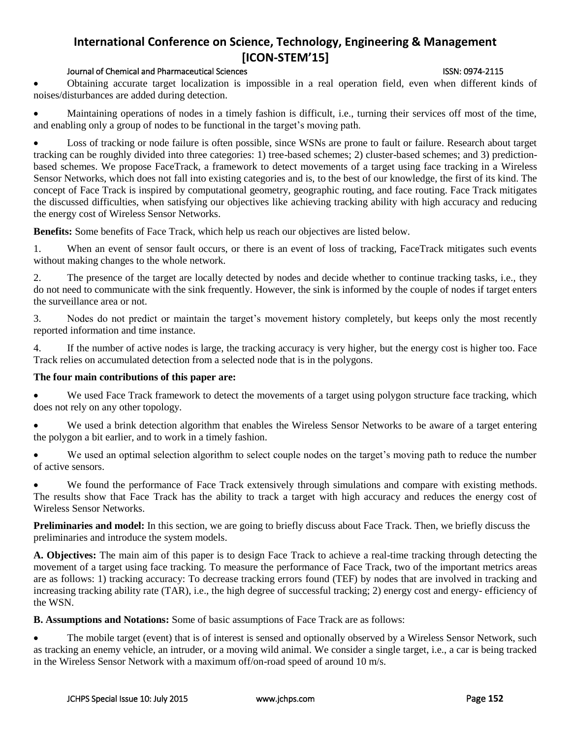- Obtaining accurate target localization is impossible in a real operation field, even when different kinds of noises/disturbances are added during detection.

- Maintaining operations of nodes in a timely fashion is difficult, i.e., turning their services off most of the time, and enabling only a group of nodes to be functional in the target's moving path.

- Loss of tracking or node failure is often possible, since WSNs are prone to fault or failure. Research about target tracking can be roughly divided into three categories: 1) tree-based schemes; 2) cluster-based schemes; and 3) prediction-based schemes. We propose FaceTrack, a framework to detect movements of a target using face tracking in a Wireless Sensor Networks, which does not fall into existing categories and is, to the best of our knowledge, the first of its kind. The concept of Face Track is inspired by computational geometry, geographic routing, and face routing. Face Track mitigates the discussed difficulties, when satisfying our objectives like achieving tracking ability with high accuracy and reducing the energy cost of Wireless Sensor Networks.

**Benefits:** Some benefits of Face Track, which help us reach our objectives are listed below.

1. When an event of sensor fault occurs, or there is an event of loss of tracking, FaceTrack mitigates such events without making changes to the whole network.

2. The presence of the target are locally detected by nodes and decide whether to continue tracking tasks, i.e., they do not need to communicate with the sink frequently. However, the sink is informed by the couple of nodes if target enters the surveillance area or not.

3. Nodes do not predict or maintain the target's movement history completely, but keeps only the most recently reported information and time instance.

4. If the number of active nodes is large, the tracking accuracy is very higher, but the energy cost is higher too. Face Track relies on accumulated detection from a selected node that is in the polygons.

**The four main contributions of this paper are:**

- We used Face Track framework to detect the movements of a target using polygon structure face tracking, which does not rely on any other topology.

- We used a brink detection algorithm that enables the Wireless Sensor Networks to be aware of a target entering the polygon a bit earlier, and to work in a timely fashion.

- We used an optimal selection algorithm to select couple nodes on the target's moving path to reduce the number of active sensors.

- We found the performance of Face Track extensively through simulations and compare with existing methods. The results show that Face Track has the ability to track a target with high accuracy and reduces the energy cost of Wireless Sensor Networks.

**Preliminaries and model:** In this section, we are going to briefly discuss about Face Track. Then, we briefly discuss the preliminaries and introduce the system models.

**A. Objectives:** The main aim of this paper is to design Face Track to achieve a real-time tracking through detecting the movement of a target using face tracking. To measure the performance of Face Track, two of the important metrics areas are as follows: 1) tracking accuracy: To decrease tracking errors found (TEF) by nodes that are involved in tracking and increasing tracking ability rate (TAR), i.e., the high degree of successful tracking; 2) energy cost and energy- efficiency of the WSN.

**B. Assumptions and Notations:** Some of basic assumptions of Face Track are as follows:

- The mobile target (event) that is of interest is sensed and optionally observed by a Wireless Sensor Network, such as tracking an enemy vehicle, an intruder, or a moving wild animal. We consider a single target, i.e., a car is being tracked in the Wireless Sensor Network with a maximum off/on-road speed of around 10 m/s.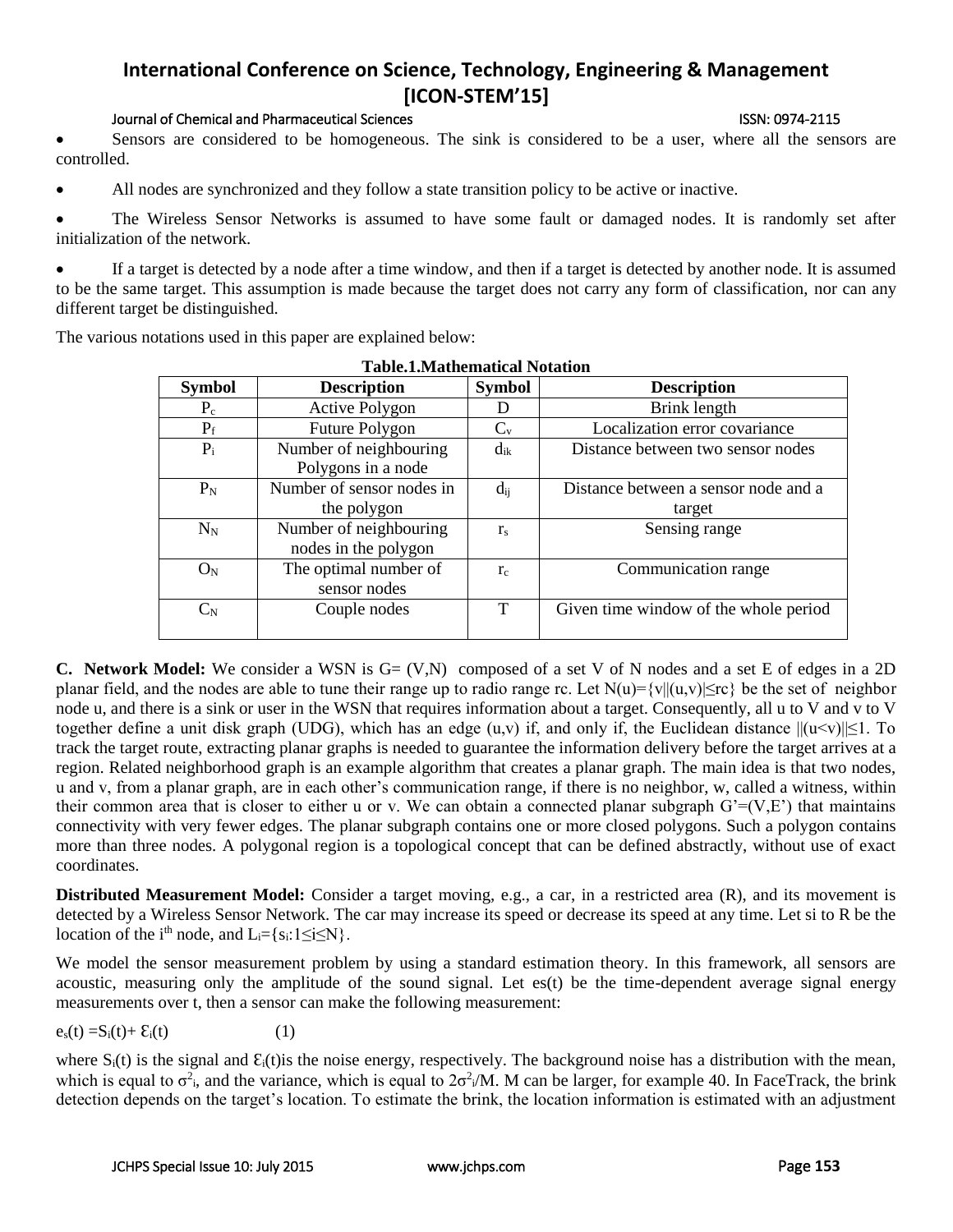- Sensors are considered to be homogeneous. The sink is considered to be a user, where all the sensors are controlled.
- All nodes are synchronized and they follow a state transition policy to be active or inactive.
- The Wireless Sensor Networks is assumed to have some fault or damaged nodes. It is randomly set after initialization of the network.
- If a target is detected by a node after a time window, and then if a target is detected by another node. It is assumed to be the same target. This assumption is made because the target does not carry any form of classification, nor can any different target be distinguished.

The various notations used in this paper are explained below:

**Table.1.Mathematical Notation**

| Symbol | Description | Symbol | Description |
|---|---|---|---|
| $P_c$ | Active Polygon | D | Brink length |
| $P_f$ | Future Polygon | $C_v$ | Localization error covariance |
| $P_i$ | Number of neighbouring Polygons in a node | $d_{ik}$ | Distance between two sensor nodes |
| $P_N$ | Number of sensor nodes in the polygon | $d_{ij}$ | Distance between a sensor node and a target |
| $N_N$ | Number of neighbouring nodes in the polygon | $r_s$ | Sensing range |
| $O_N$ | The optimal number of sensor nodes | $r_c$ | Communication range |
| $C_N$ | Couple nodes | T | Given time window of the whole period |

**C. Network Model:** We consider a WSN is G= (V,N) composed of a set V of N nodes and a set E of edges in a 2D planar field, and the nodes are able to tune their range up to radio range rc. Let $N(u)=\{v||(u,v)|\leq rc\}$ be the set of neighbor node u, and there is a sink or user in the WSN that requires information about a target. Consequently, all u to V and v to V together define a unit disk graph (UDG), which has an edge (u,v) if, and only if, the Euclidean distance $||(u<v)||\leq 1$. To track the target route, extracting planar graphs is needed to guarantee the information delivery before the target arrives at a region. Related neighborhood graph is an example algorithm that creates a planar graph. The main idea is that two nodes, u and v, from a planar graph, are in each other's communication range, if there is no neighbor, w, called a witness, within their common area that is closer to either u or v. We can obtain a connected planar subgraph G'=(V,E') that maintains connectivity with very fewer edges. The planar subgraph contains one or more closed polygons. Such a polygon contains more than three nodes. A polygonal region is a topological concept that can be defined abstractly, without use of exact coordinates.

**Distributed Measurement Model:** Consider a target moving, e.g., a car, in a restricted area (R), and its movement is detected by a Wireless Sensor Network. The car may increase its speed or decrease its speed at any time. Let si to R be the location of the i[th] node, and $L_i=\{s_i:1\leq i\leq N\}$.

We model the sensor measurement problem by using a standard estimation theory. In this framework, all sensors are acoustic, measuring only the amplitude of the sound signal. Let es(t) be the time-dependent average signal energy measurements over t, then a sensor can make the following measurement:

$$e_s(t) = S_i(t) + \mathcal{E}_i(t) \quad (1)$$

where $S_i(t)$ is the signal and $\mathcal{E}_i(t)$is the noise energy, respectively. The background noise has a distribution with the mean, which is equal to $\sigma^2_i$, and the variance, which is equal to $2\sigma^2_i/M$. M can be larger, for example 40. In FaceTrack, the brink detection depends on the target's location. To estimate the brink, the location information is estimated with an adjustment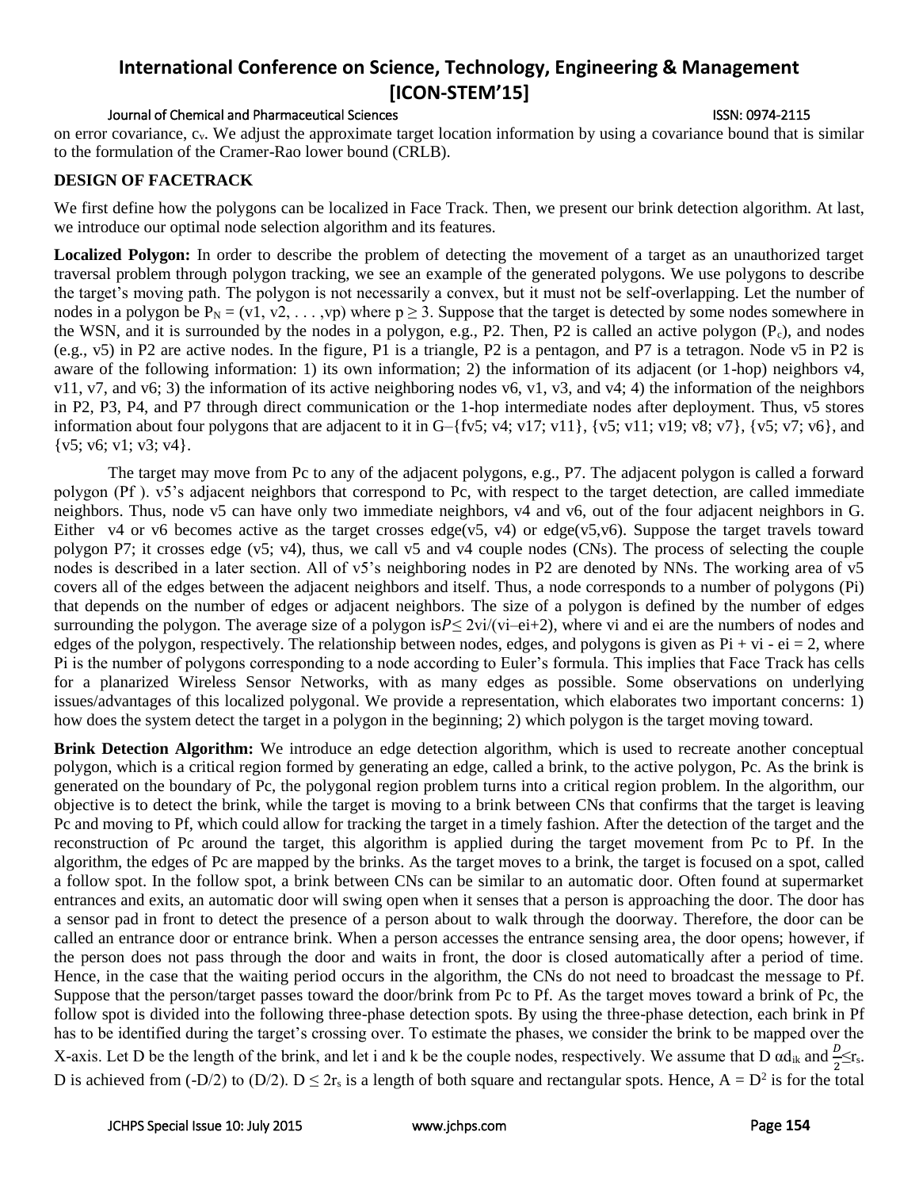on error covariance, $c_v$. We adjust the approximate target location information by using a covariance bound that is similar to the formulation of the Cramer-Rao lower bound (CRLB).

## DESIGN OF FACETRACK

We first define how the polygons can be localized in Face Track. Then, we present our brink detection algorithm. At last, we introduce our optimal node selection algorithm and its features.

**Localized Polygon:** In order to describe the problem of detecting the movement of a target as an unauthorized target traversal problem through polygon tracking, we see an example of the generated polygons. We use polygons to describe the target's moving path. The polygon is not necessarily a convex, but it must not be self-overlapping. Let the number of nodes in a polygon be $P_N = (v1, v2, . . . ,vp)$ where $p \geq 3$. Suppose that the target is detected by some nodes somewhere in the WSN, and it is surrounded by the nodes in a polygon, e.g., P2. Then, P2 is called an active polygon ($P_c$), and nodes (e.g., v5) in P2 are active nodes. In the figure, P1 is a triangle, P2 is a pentagon, and P7 is a tetragon. Node v5 in P2 is aware of the following information: 1) its own information; 2) the information of its adjacent (or 1-hop) neighbors v4, v11, v7, and v6; 3) the information of its active neighboring nodes v6, v1, v3, and v4; 4) the information of the neighbors in P2, P3, P4, and P7 through direct communication or the 1-hop intermediate nodes after deployment. Thus, v5 stores information about four polygons that are adjacent to it in G–{fv5; v4; v17; v11}, {v5; v11; v19; v8; v7}, {v5; v7; v6}, and {v5; v6; v1; v3; v4}.

The target may move from Pc to any of the adjacent polygons, e.g., P7. The adjacent polygon is called a forward polygon (Pf ). v5's adjacent neighbors that correspond to Pc, with respect to the target detection, are called immediate neighbors. Thus, node v5 can have only two immediate neighbors, v4 and v6, out of the four adjacent neighbors in G. Either v4 or v6 becomes active as the target crosses edge(v5, v4) or edge(v5,v6). Suppose the target travels toward polygon P7; it crosses edge (v5; v4), thus, we call v5 and v4 couple nodes (CNs). The process of selecting the couple nodes is described in a later section. All of v5's neighboring nodes in P2 are denoted by NNs. The working area of v5 covers all of the edges between the adjacent neighbors and itself. Thus, a node corresponds to a number of polygons (Pi) that depends on the number of edges or adjacent neighbors. The size of a polygon is defined by the number of edges surrounding the polygon. The average size of a polygon is$P \leq 2vi/(vi–ei+2)$, where vi and ei are the numbers of nodes and edges of the polygon, respectively. The relationship between nodes, edges, and polygons is given as $Pi + vi - ei = 2$, where Pi is the number of polygons corresponding to a node according to Euler's formula. This implies that Face Track has cells for a planarized Wireless Sensor Networks, with as many edges as possible. Some observations on underlying issues/advantages of this localized polygonal. We provide a representation, which elaborates two important concerns: 1) how does the system detect the target in a polygon in the beginning; 2) which polygon is the target moving toward.

**Brink Detection Algorithm:** We introduce an edge detection algorithm, which is used to recreate another conceptual polygon, which is a critical region formed by generating an edge, called a brink, to the active polygon, Pc. As the brink is generated on the boundary of Pc, the polygonal region problem turns into a critical region problem. In the algorithm, our objective is to detect the brink, while the target is moving to a brink between CNs that confirms that the target is leaving Pc and moving to Pf, which could allow for tracking the target in a timely fashion. After the detection of the target and the reconstruction of Pc around the target, this algorithm is applied during the target movement from Pc to Pf. In the algorithm, the edges of Pc are mapped by the brinks. As the target moves to a brink, the target is focused on a spot, called a follow spot. In the follow spot, a brink between CNs can be similar to an automatic door. Often found at supermarket entrances and exits, an automatic door will swing open when it senses that a person is approaching the door. The door has a sensor pad in front to detect the presence of a person about to walk through the doorway. Therefore, the door can be called an entrance door or entrance brink. When a person accesses the entrance sensing area, the door opens; however, if the person does not pass through the door and waits in front, the door is closed automatically after a period of time. Hence, in the case that the waiting period occurs in the algorithm, the CNs do not need to broadcast the message to Pf. Suppose that the person/target passes toward the door/brink from Pc to Pf. As the target moves toward a brink of Pc, the follow spot is divided into the following three-phase detection spots. By using the three-phase detection, each brink in Pf has to be identified during the target's crossing over. To estimate the phases, we consider the brink to be mapped over the X-axis. Let D be the length of the brink, and let i and k be the couple nodes, respectively. We assume that $D \, \alpha d_{ik}$ and $\frac{D}{2} \leq r_s$. D is achieved from (-D/2) to (D/2). $D \leq 2r_s$ is a length of both square and rectangular spots. Hence, $A = D^2$ is for the total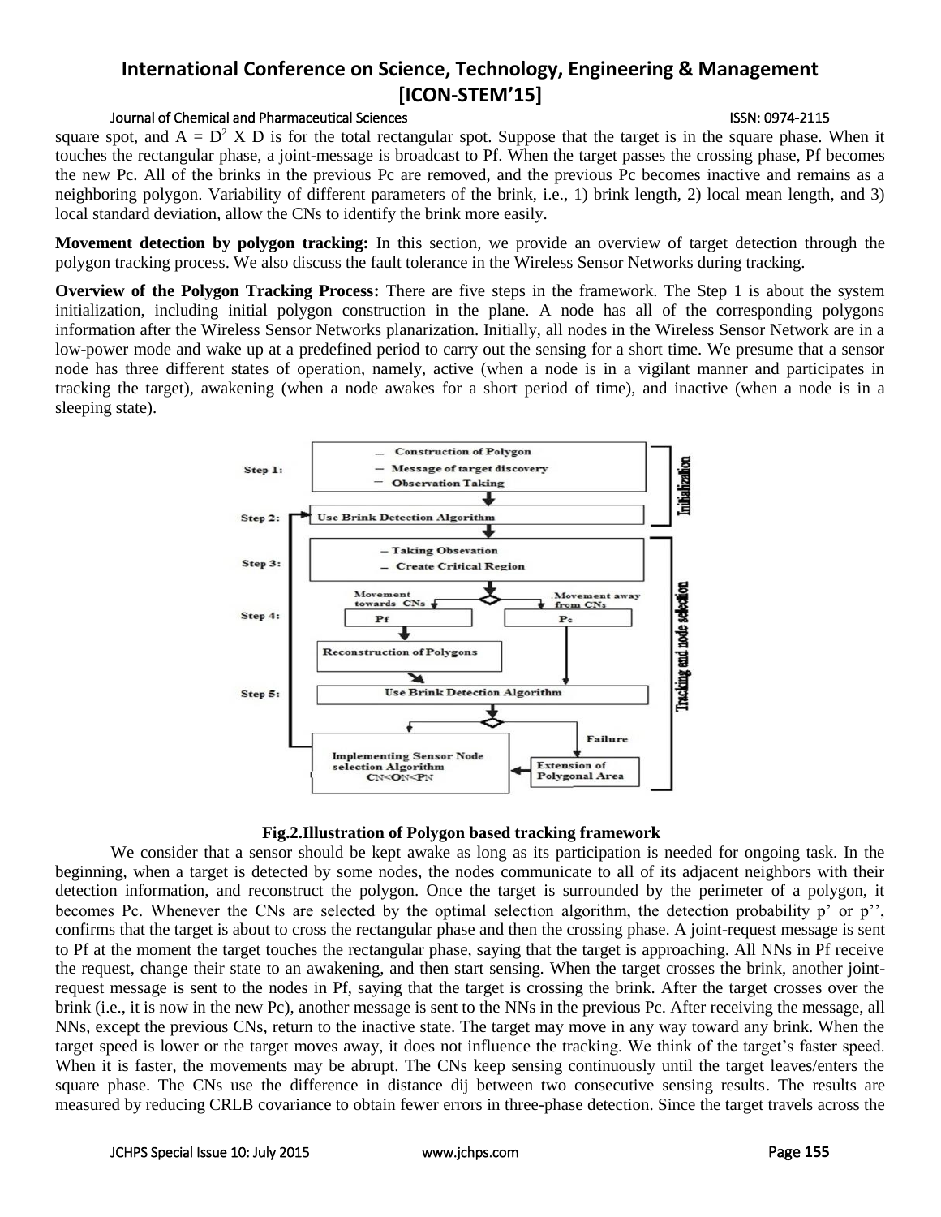square spot, and $A = D^2 \times D$ is for the total rectangular spot. Suppose that the target is in the square phase. When it touches the rectangular phase, a joint-message is broadcast to Pf. When the target passes the crossing phase, Pf becomes the new Pc. All of the brinks in the previous Pc are removed, and the previous Pc becomes inactive and remains as a neighboring polygon. Variability of different parameters of the brink, i.e., 1) brink length, 2) local mean length, and 3) local standard deviation, allow the CNs to identify the brink more easily.

**Movement detection by polygon tracking:** In this section, we provide an overview of target detection through the polygon tracking process. We also discuss the fault tolerance in the Wireless Sensor Networks during tracking.

**Overview of the Polygon Tracking Process:** There are five steps in the framework. The Step 1 is about the system initialization, including initial polygon construction in the plane. A node has all of the corresponding polygons information after the Wireless Sensor Networks planarization. Initially, all nodes in the Wireless Sensor Network are in a low-power mode and wake up at a predefined period to carry out the sensing for a short time. We presume that a sensor node has three different states of operation, namely, active (when a node is in a vigilant manner and participates in tracking the target), awakening (when a node awakes for a short period of time), and inactive (when a node is in a sleeping state).

Step 1: – Construction of Polygon – Message of target discovery – Observation Taking (Initialization)

Step 2: Use Brink Detection Algorithm

Step 3: – Taking Obsevation – Create Critical Region (Tracking and node selection)

Step 4: Movement towards CNs → Pf; Movement away from CNs → Pc; Reconstruction of Polygons

Step 5: Use Brink Detection Algorithm → Failure → Extension of Polygonal Area → Implementing Sensor Node selection Algorithm CN<ON<PN

**Fig.2.Illustration of Polygon based tracking framework**

We consider that a sensor should be kept awake as long as its participation is needed for ongoing task. In the beginning, when a target is detected by some nodes, the nodes communicate to all of its adjacent neighbors with their detection information, and reconstruct the polygon. Once the target is surrounded by the perimeter of a polygon, it becomes Pc. Whenever the CNs are selected by the optimal selection algorithm, the detection probability p' or p'', confirms that the target is about to cross the rectangular phase and then the crossing phase. A joint-request message is sent to Pf at the moment the target touches the rectangular phase, saying that the target is approaching. All NNs in Pf receive the request, change their state to an awakening, and then start sensing. When the target crosses the brink, another joint-request message is sent to the nodes in Pf, saying that the target is crossing the brink. After the target crosses over the brink (i.e., it is now in the new Pc), another message is sent to the NNs in the previous Pc. After receiving the message, all NNs, except the previous CNs, return to the inactive state. The target may move in any way toward any brink. When the target speed is lower or the target moves away, it does not influence the tracking. We think of the target's faster speed. When it is faster, the movements may be abrupt. The CNs keep sensing continuously until the target leaves/enters the square phase. The CNs use the difference in distance $d_{ij}$ between two consecutive sensing results. The results are measured by reducing CRLB covariance to obtain fewer errors in three-phase detection. Since the target travels across the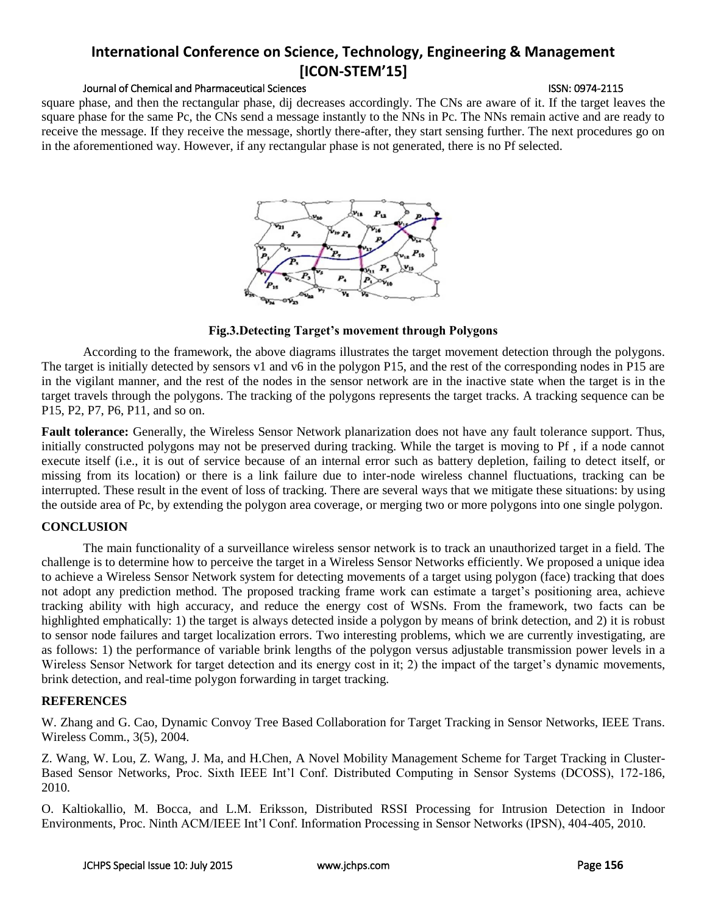square phase, and then the rectangular phase, dij decreases accordingly. The CNs are aware of it. If the target leaves the square phase for the same Pc, the CNs send a message instantly to the NNs in Pc. The NNs remain active and are ready to receive the message. If they receive the message, shortly there-after, they start sensing further. The next procedures go on in the aforementioned way. However, if any rectangular phase is not generated, there is no Pf selected.

**Fig.3.Detecting Target's movement through Polygons**

According to the framework, the above diagrams illustrates the target movement detection through the polygons. The target is initially detected by sensors v1 and v6 in the polygon P15, and the rest of the corresponding nodes in P15 are in the vigilant manner, and the rest of the nodes in the sensor network are in the inactive state when the target is in the target travels through the polygons. The tracking of the polygons represents the target tracks. A tracking sequence can be P15, P2, P7, P6, P11, and so on.

**Fault tolerance:** Generally, the Wireless Sensor Network planarization does not have any fault tolerance support. Thus, initially constructed polygons may not be preserved during tracking. While the target is moving to Pf , if a node cannot execute itself (i.e., it is out of service because of an internal error such as battery depletion, failing to detect itself, or missing from its location) or there is a link failure due to inter-node wireless channel fluctuations, tracking can be interrupted. These result in the event of loss of tracking. There are several ways that we mitigate these situations: by using the outside area of Pc, by extending the polygon area coverage, or merging two or more polygons into one single polygon.

## CONCLUSION

The main functionality of a surveillance wireless sensor network is to track an unauthorized target in a field. The challenge is to determine how to perceive the target in a Wireless Sensor Networks efficiently. We proposed a unique idea to achieve a Wireless Sensor Network system for detecting movements of a target using polygon (face) tracking that does not adopt any prediction method. The proposed tracking frame work can estimate a target's positioning area, achieve tracking ability with high accuracy, and reduce the energy cost of WSNs. From the framework, two facts can be highlighted emphatically: 1) the target is always detected inside a polygon by means of brink detection, and 2) it is robust to sensor node failures and target localization errors. Two interesting problems, which we are currently investigating, are as follows: 1) the performance of variable brink lengths of the polygon versus adjustable transmission power levels in a Wireless Sensor Network for target detection and its energy cost in it; 2) the impact of the target's dynamic movements, brink detection, and real-time polygon forwarding in target tracking.

## REFERENCES

W. Zhang and G. Cao, Dynamic Convoy Tree Based Collaboration for Target Tracking in Sensor Networks, IEEE Trans. Wireless Comm., 3(5), 2004.

Z. Wang, W. Lou, Z. Wang, J. Ma, and H.Chen, A Novel Mobility Management Scheme for Target Tracking in Cluster-Based Sensor Networks, Proc. Sixth IEEE Int'l Conf. Distributed Computing in Sensor Systems (DCOSS), 172-186, 2010.

O. Kaltiokallio, M. Bocca, and L.M. Eriksson, Distributed RSSI Processing for Intrusion Detection in Indoor Environments, Proc. Ninth ACM/IEEE Int'l Conf. Information Processing in Sensor Networks (IPSN), 404-405, 2010.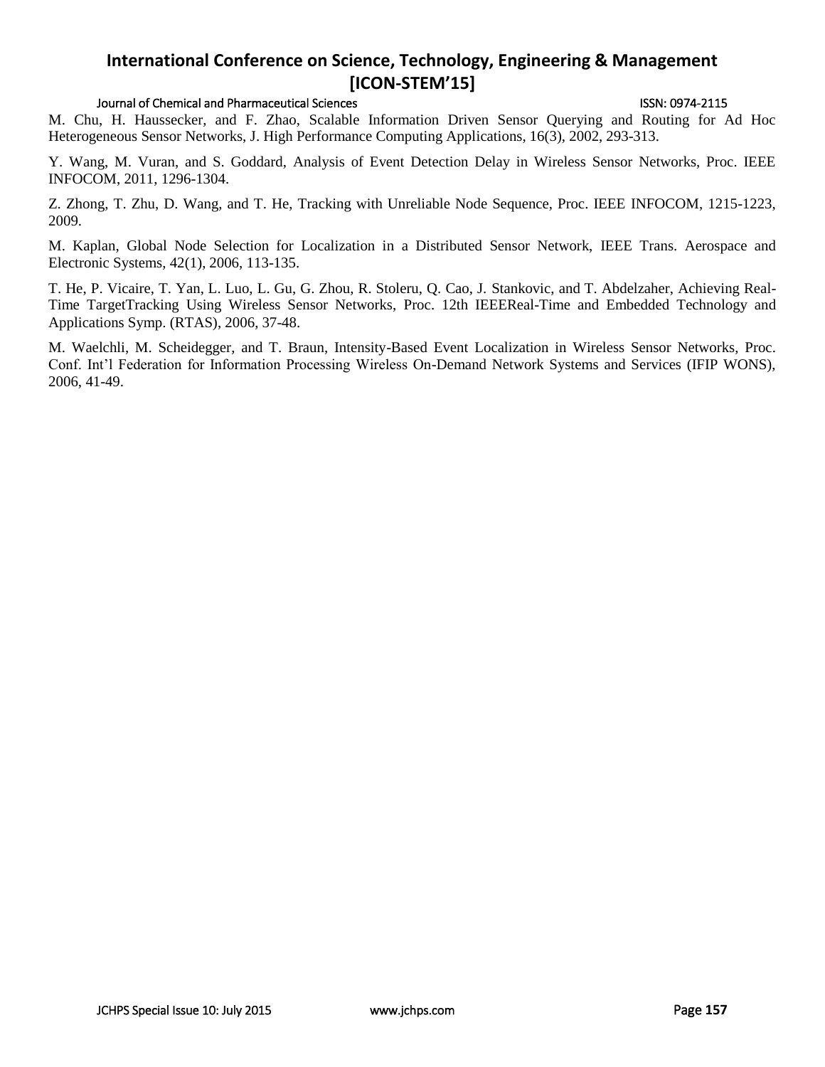M. Chu, H. Haussecker, and F. Zhao, Scalable Information Driven Sensor Querying and Routing for Ad Hoc Heterogeneous Sensor Networks, J. High Performance Computing Applications, 16(3), 2002, 293-313.

Y. Wang, M. Vuran, and S. Goddard, Analysis of Event Detection Delay in Wireless Sensor Networks, Proc. IEEE INFOCOM, 2011, 1296-1304.

Z. Zhong, T. Zhu, D. Wang, and T. He, Tracking with Unreliable Node Sequence, Proc. IEEE INFOCOM, 1215-1223, 2009.

M. Kaplan, Global Node Selection for Localization in a Distributed Sensor Network, IEEE Trans. Aerospace and Electronic Systems, 42(1), 2006, 113-135.

T. He, P. Vicaire, T. Yan, L. Luo, L. Gu, G. Zhou, R. Stoleru, Q. Cao, J. Stankovic, and T. Abdelzaher, Achieving Real-Time TargetTracking Using Wireless Sensor Networks, Proc. 12th IEEEReal-Time and Embedded Technology and Applications Symp. (RTAS), 2006, 37-48.

M. Waelchli, M. Scheidegger, and T. Braun, Intensity-Based Event Localization in Wireless Sensor Networks, Proc. Conf. Int'l Federation for Information Processing Wireless On-Demand Network Systems and Services (IFIP WONS), 2006, 41-49.